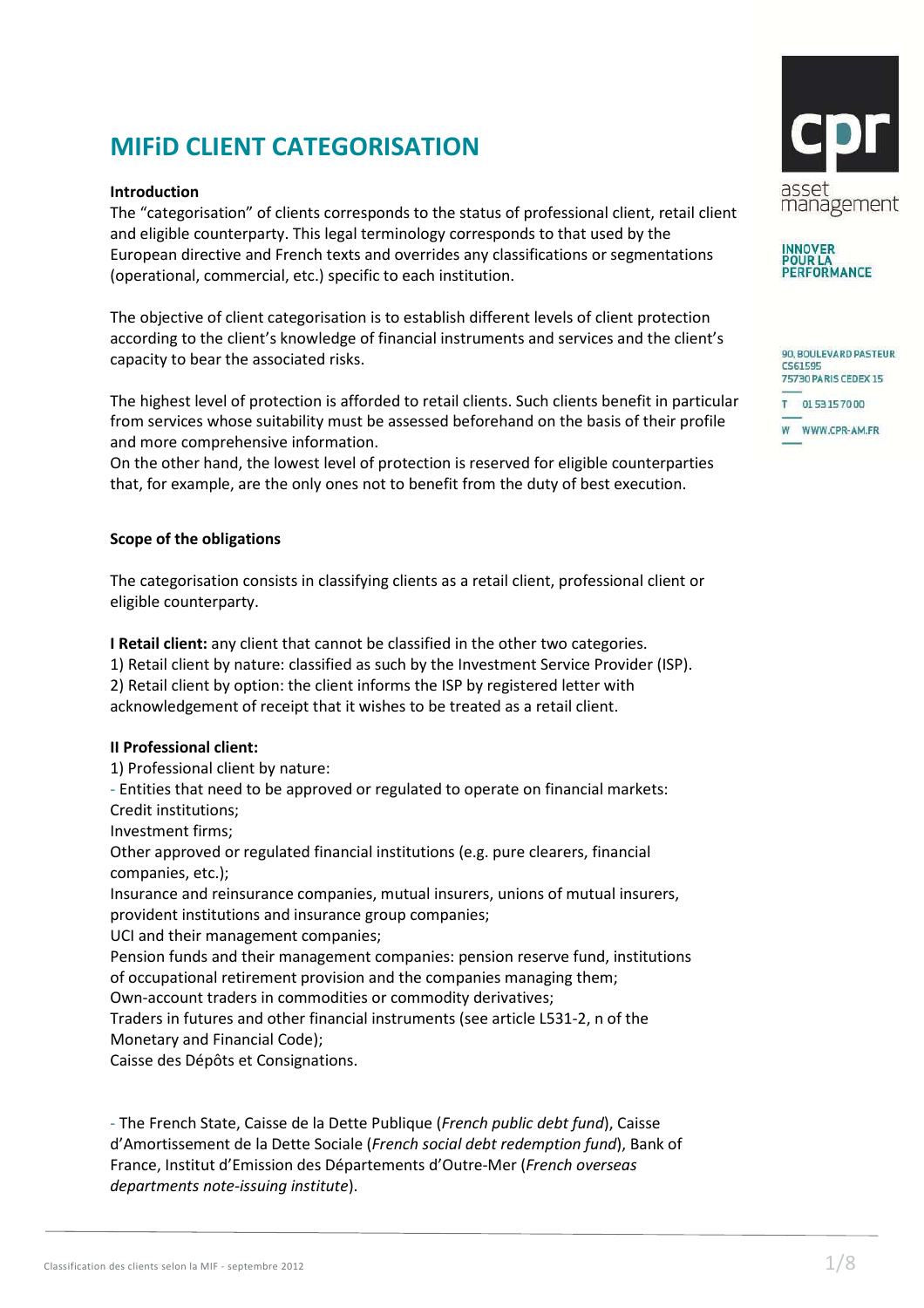# MIFiD CLIENT CATEGORISATION

**Introduction**

The "categorisation" of clients corresponds to the status of professional client, retail client and eligible counterparty. This legal terminology corresponds to that used by the European directive and French texts and overrides any classifications or segmentations (operational, commercial, etc.) specific to each institution.

The objective of client categorisation is to establish different levels of client protection according to the client's knowledge of financial instruments and services and the client's capacity to bear the associated risks.

The highest level of protection is afforded to retail clients. Such clients benefit in particular from services whose suitability must be assessed beforehand on the basis of their profile and more comprehensive information.

On the other hand, the lowest level of protection is reserved for eligible counterparties that, for example, are the only ones not to benefit from the duty of best execution.

**Scope of the obligations**

The categorisation consists in classifying clients as a retail client, professional client or eligible counterparty.

**I Retail client:** any client that cannot be classified in the other two categories.

1) Retail client by nature: classified as such by the Investment Service Provider (ISP).

2) Retail client by option: the client informs the ISP by registered letter with acknowledgement of receipt that it wishes to be treated as a retail client.

**II Professional client:**

1) Professional client by nature:

- Entities that need to be approved or regulated to operate on financial markets:

Credit institutions;

Investment firms;

Other approved or regulated financial institutions (e.g. pure clearers, financial companies, etc.);

Insurance and reinsurance companies, mutual insurers, unions of mutual insurers, provident institutions and insurance group companies;

UCI and their management companies;

Pension funds and their management companies: pension reserve fund, institutions of occupational retirement provision and the companies managing them;

Own-account traders in commodities or commodity derivatives;

Traders in futures and other financial instruments (see article L531-2, n of the Monetary and Financial Code);

Caisse des Dépôts et Consignations.

- The French State, Caisse de la Dette Publique (*French public debt fund*), Caisse d'Amortissement de la Dette Sociale (*French social debt redemption fund*), Bank of France, Institut d'Emission des Départements d'Outre-Mer (*French overseas departments note-issuing institute*).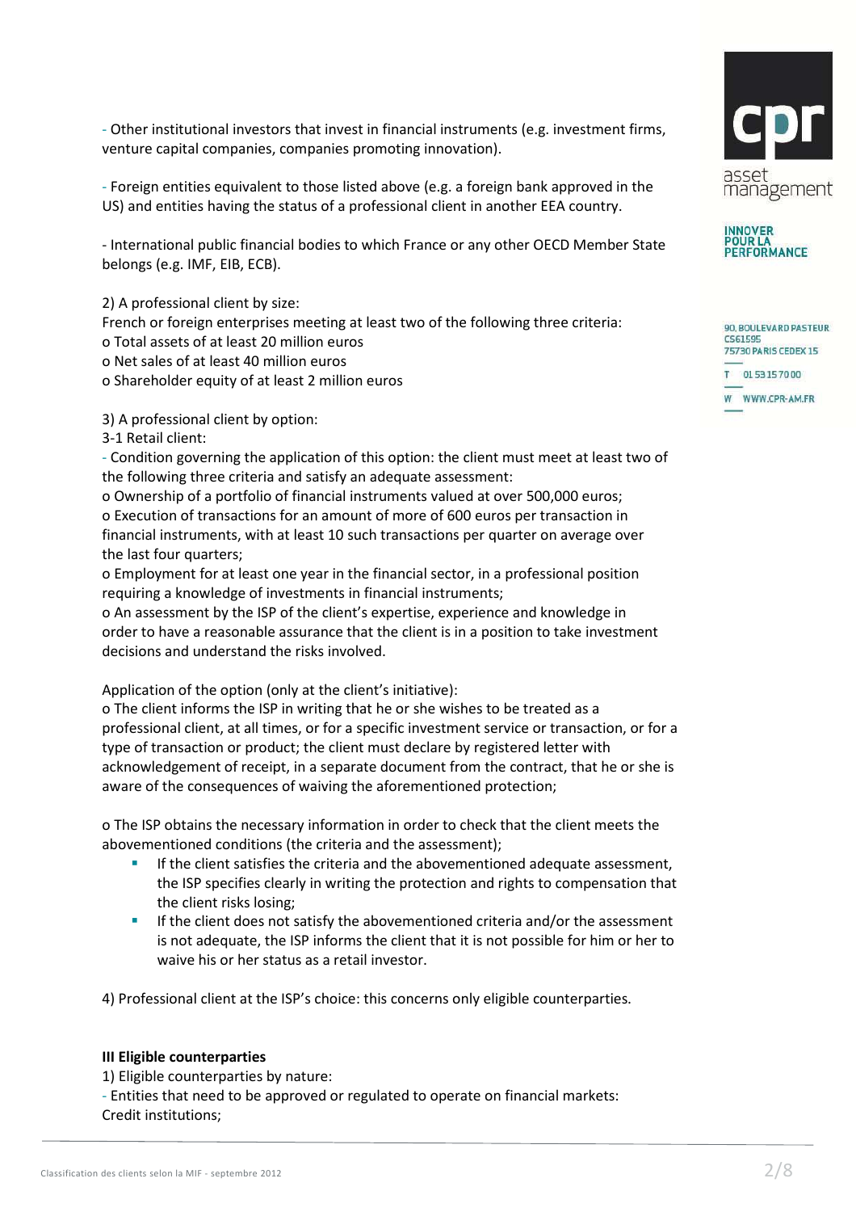- Other institutional investors that invest in financial instruments (e.g. investment firms, venture capital companies, companies promoting innovation).

- Foreign entities equivalent to those listed above (e.g. a foreign bank approved in the US) and entities having the status of a professional client in another EEA country.

- International public financial bodies to which France or any other OECD Member State belongs (e.g. IMF, EIB, ECB).

2) A professional client by size:
French or foreign enterprises meeting at least two of the following three criteria:
o Total assets of at least 20 million euros
o Net sales of at least 40 million euros
o Shareholder equity of at least 2 million euros

3) A professional client by option:
3-1 Retail client:
- Condition governing the application of this option: the client must meet at least two of the following three criteria and satisfy an adequate assessment:
o Ownership of a portfolio of financial instruments valued at over 500,000 euros;
o Execution of transactions for an amount of more of 600 euros per transaction in financial instruments, with at least 10 such transactions per quarter on average over the last four quarters;
o Employment for at least one year in the financial sector, in a professional position requiring a knowledge of investments in financial instruments;
o An assessment by the ISP of the client's expertise, experience and knowledge in order to have a reasonable assurance that the client is in a position to take investment decisions and understand the risks involved.

Application of the option (only at the client's initiative):
o The client informs the ISP in writing that he or she wishes to be treated as a professional client, at all times, or for a specific investment service or transaction, or for a type of transaction or product; the client must declare by registered letter with acknowledgement of receipt, in a separate document from the contract, that he or she is aware of the consequences of waiving the aforementioned protection;

o The ISP obtains the necessary information in order to check that the client meets the abovementioned conditions (the criteria and the assessment);

- If the client satisfies the criteria and the abovementioned adequate assessment, the ISP specifies clearly in writing the protection and rights to compensation that the client risks losing;
- If the client does not satisfy the abovementioned criteria and/or the assessment is not adequate, the ISP informs the client that it is not possible for him or her to waive his or her status as a retail investor.

4) Professional client at the ISP's choice: this concerns only eligible counterparties.

**III Eligible counterparties**

1) Eligible counterparties by nature:
- Entities that need to be approved or regulated to operate on financial markets:
Credit institutions;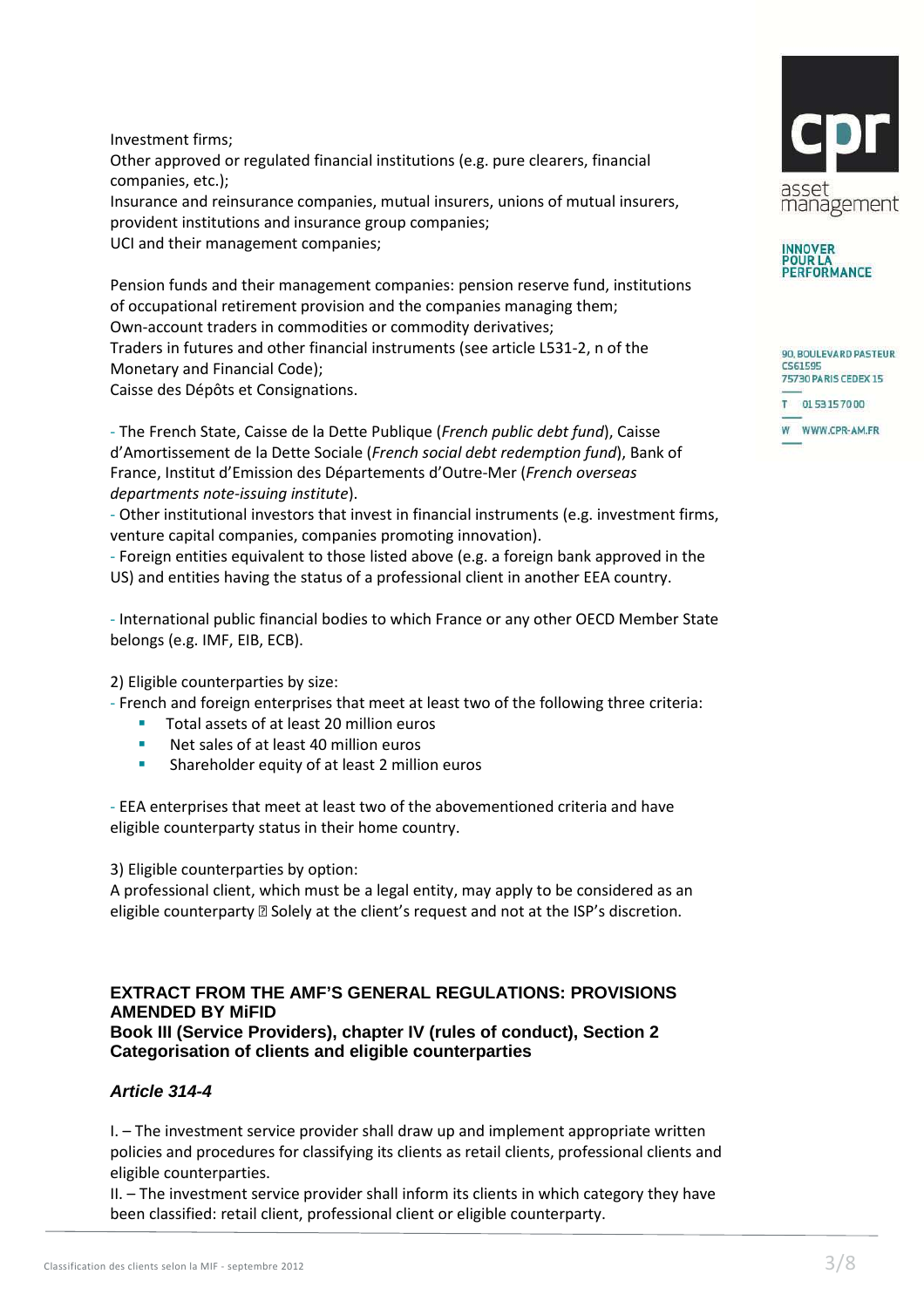Investment firms;
Other approved or regulated financial institutions (e.g. pure clearers, financial companies, etc.);
Insurance and reinsurance companies, mutual insurers, unions of mutual insurers, provident institutions and insurance group companies;
UCI and their management companies;

Pension funds and their management companies: pension reserve fund, institutions of occupational retirement provision and the companies managing them;
Own-account traders in commodities or commodity derivatives;
Traders in futures and other financial instruments (see article L531-2, n of the Monetary and Financial Code);
Caisse des Dépôts et Consignations.

- The French State, Caisse de la Dette Publique (*French public debt fund*), Caisse d'Amortissement de la Dette Sociale (*French social debt redemption fund*), Bank of France, Institut d'Emission des Départements d'Outre-Mer (*French overseas departments note-issuing institute*).
- Other institutional investors that invest in financial instruments (e.g. investment firms, venture capital companies, companies promoting innovation).
- Foreign entities equivalent to those listed above (e.g. a foreign bank approved in the US) and entities having the status of a professional client in another EEA country.

- International public financial bodies to which France or any other OECD Member State belongs (e.g. IMF, EIB, ECB).

2) Eligible counterparties by size:
- French and foreign enterprises that meet at least two of the following three criteria:
  - Total assets of at least 20 million euros
  - Net sales of at least 40 million euros
  - Shareholder equity of at least 2 million euros

- EEA enterprises that meet at least two of the abovementioned criteria and have eligible counterparty status in their home country.

3) Eligible counterparties by option:
A professional client, which must be a legal entity, may apply to be considered as an eligible counterparty  Solely at the client's request and not at the ISP's discretion.

## EXTRACT FROM THE AMF'S GENERAL REGULATIONS: PROVISIONS AMENDED BY MiFID

**Book III (Service Providers), chapter IV (rules of conduct), Section 2 Categorisation of clients and eligible counterparties**

### *Article 314-4*

I. – The investment service provider shall draw up and implement appropriate written policies and procedures for classifying its clients as retail clients, professional clients and eligible counterparties.
II. – The investment service provider shall inform its clients in which category they have been classified: retail client, professional client or eligible counterparty.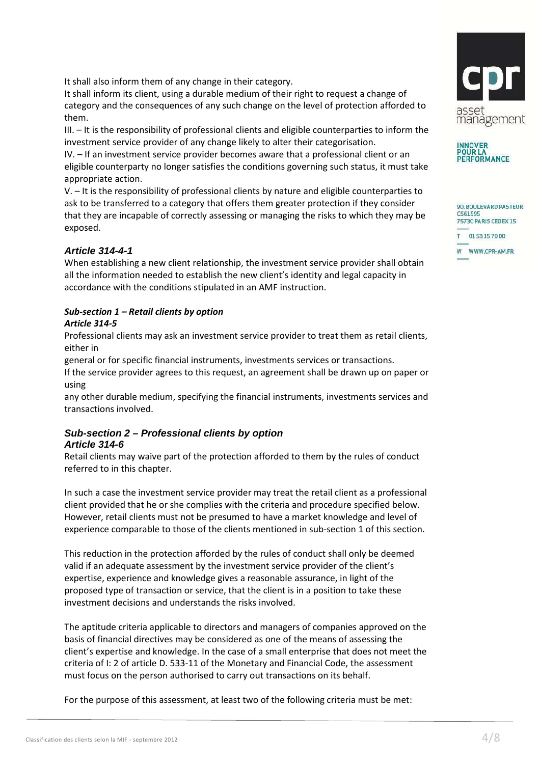It shall also inform them of any change in their category.
It shall inform its client, using a durable medium of their right to request a change of category and the consequences of any such change on the level of protection afforded to them.

III. – It is the responsibility of professional clients and eligible counterparties to inform the investment service provider of any change likely to alter their categorisation.

IV. – If an investment service provider becomes aware that a professional client or an eligible counterparty no longer satisfies the conditions governing such status, it must take appropriate action.

V. – It is the responsibility of professional clients by nature and eligible counterparties to ask to be transferred to a category that offers them greater protection if they consider that they are incapable of correctly assessing or managing the risks to which they may be exposed.

### *Article 314-4-1*

When establishing a new client relationship, the investment service provider shall obtain all the information needed to establish the new client's identity and legal capacity in accordance with the conditions stipulated in an AMF instruction.

#### *Sub-section 1 – Retail clients by option*

#### *Article 314-5*

Professional clients may ask an investment service provider to treat them as retail clients, either in general or for specific financial instruments, investments services or transactions.

If the service provider agrees to this request, an agreement shall be drawn up on paper or using any other durable medium, specifying the financial instruments, investments services and transactions involved.

### *Sub-section 2 – Professional clients by option*

### *Article 314-6*

Retail clients may waive part of the protection afforded to them by the rules of conduct referred to in this chapter.

In such a case the investment service provider may treat the retail client as a professional client provided that he or she complies with the criteria and procedure specified below. However, retail clients must not be presumed to have a market knowledge and level of experience comparable to those of the clients mentioned in sub-section 1 of this section.

This reduction in the protection afforded by the rules of conduct shall only be deemed valid if an adequate assessment by the investment service provider of the client's expertise, experience and knowledge gives a reasonable assurance, in light of the proposed type of transaction or service, that the client is in a position to take these investment decisions and understands the risks involved.

The aptitude criteria applicable to directors and managers of companies approved on the basis of financial directives may be considered as one of the means of assessing the client's expertise and knowledge. In the case of a small enterprise that does not meet the criteria of I: 2 of article D. 533-11 of the Monetary and Financial Code, the assessment must focus on the person authorised to carry out transactions on its behalf.

For the purpose of this assessment, at least two of the following criteria must be met: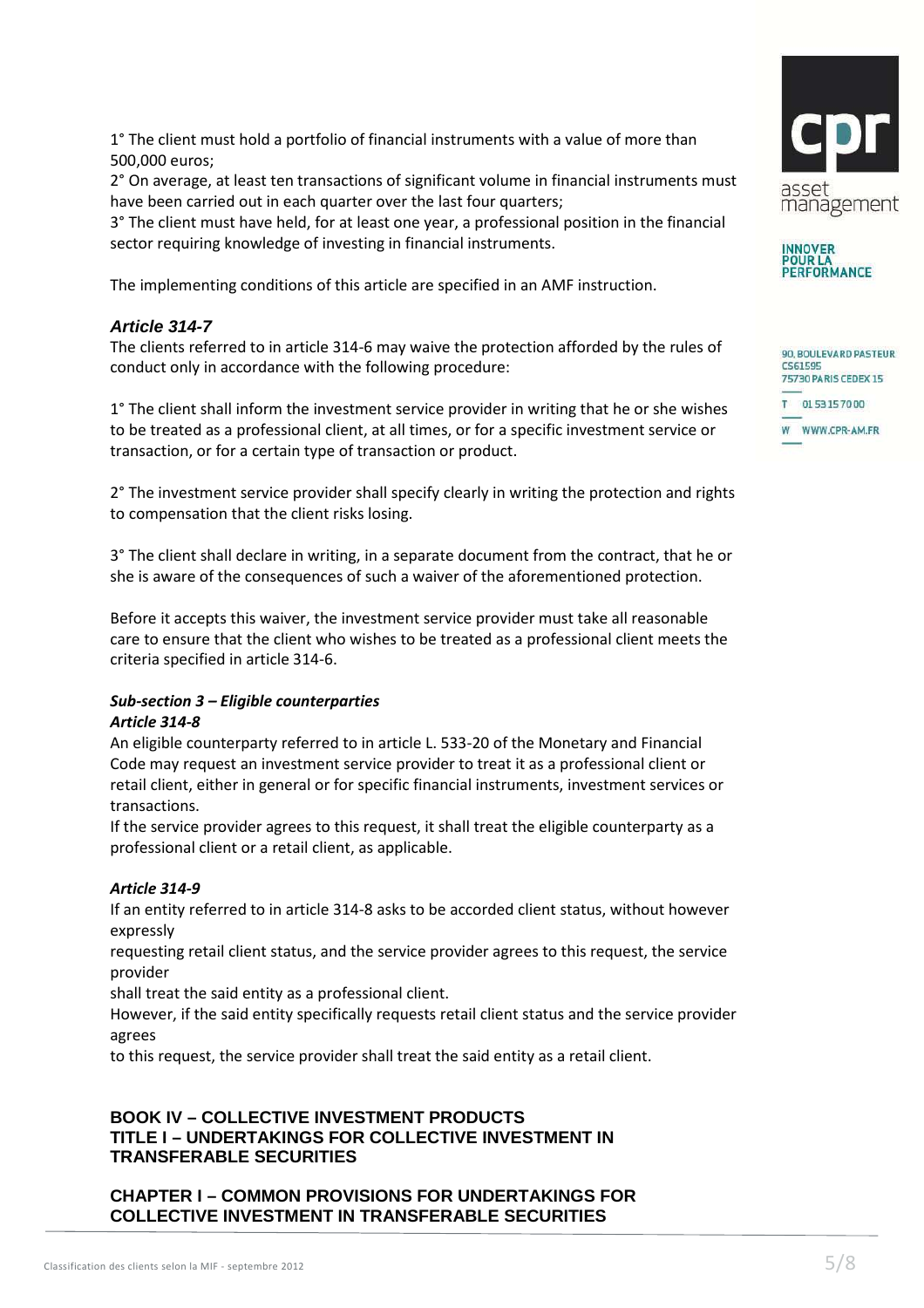1° The client must hold a portfolio of financial instruments with a value of more than 500,000 euros;
2° On average, at least ten transactions of significant volume in financial instruments must have been carried out in each quarter over the last four quarters;
3° The client must have held, for at least one year, a professional position in the financial sector requiring knowledge of investing in financial instruments.

The implementing conditions of this article are specified in an AMF instruction.

### *Article 314-7*

The clients referred to in article 314-6 may waive the protection afforded by the rules of conduct only in accordance with the following procedure:

1° The client shall inform the investment service provider in writing that he or she wishes to be treated as a professional client, at all times, or for a specific investment service or transaction, or for a certain type of transaction or product.

2° The investment service provider shall specify clearly in writing the protection and rights to compensation that the client risks losing.

3° The client shall declare in writing, in a separate document from the contract, that he or she is aware of the consequences of such a waiver of the aforementioned protection.

Before it accepts this waiver, the investment service provider must take all reasonable care to ensure that the client who wishes to be treated as a professional client meets the criteria specified in article 314-6.

### *Sub-section 3 – Eligible counterparties*

#### *Article 314-8*

An eligible counterparty referred to in article L. 533-20 of the Monetary and Financial Code may request an investment service provider to treat it as a professional client or retail client, either in general or for specific financial instruments, investment services or transactions.
If the service provider agrees to this request, it shall treat the eligible counterparty as a professional client or a retail client, as applicable.

#### *Article 314-9*

If an entity referred to in article 314-8 asks to be accorded client status, without however expressly
requesting retail client status, and the service provider agrees to this request, the service provider
shall treat the said entity as a professional client.
However, if the said entity specifically requests retail client status and the service provider agrees
to this request, the service provider shall treat the said entity as a retail client.

## BOOK IV – COLLECTIVE INVESTMENT PRODUCTS

## TITLE I – UNDERTAKINGS FOR COLLECTIVE INVESTMENT IN TRANSFERABLE SECURITIES

### CHAPTER I – COMMON PROVISIONS FOR UNDERTAKINGS FOR COLLECTIVE INVESTMENT IN TRANSFERABLE SECURITIES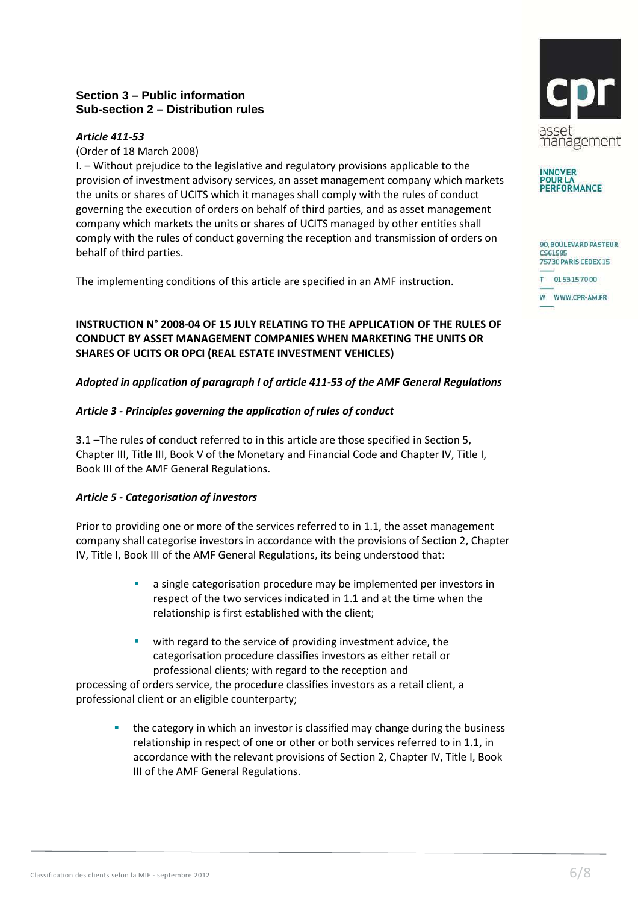## Section 3 – Public information
## Sub-section 2 – Distribution rules

***Article 411-53***

(Order of 18 March 2008)

I. – Without prejudice to the legislative and regulatory provisions applicable to the provision of investment advisory services, an asset management company which markets the units or shares of UCITS which it manages shall comply with the rules of conduct governing the execution of orders on behalf of third parties, and as asset management company which markets the units or shares of UCITS managed by other entities shall comply with the rules of conduct governing the reception and transmission of orders on behalf of third parties.

The implementing conditions of this article are specified in an AMF instruction.

**INSTRUCTION N° 2008-04 OF 15 JULY RELATING TO THE APPLICATION OF THE RULES OF CONDUCT BY ASSET MANAGEMENT COMPANIES WHEN MARKETING THE UNITS OR SHARES OF UCITS OR OPCI (REAL ESTATE INVESTMENT VEHICLES)**

***Adopted in application of paragraph I of article 411-53 of the AMF General Regulations***

***Article 3 - Principles governing the application of rules of conduct***

3.1 –The rules of conduct referred to in this article are those specified in Section 5, Chapter III, Title III, Book V of the Monetary and Financial Code and Chapter IV, Title I, Book III of the AMF General Regulations.

***Article 5 - Categorisation of investors***

Prior to providing one or more of the services referred to in 1.1, the asset management company shall categorise investors in accordance with the provisions of Section 2, Chapter IV, Title I, Book III of the AMF General Regulations, its being understood that:

- a single categorisation procedure may be implemented per investors in respect of the two services indicated in 1.1 and at the time when the relationship is first established with the client;
- with regard to the service of providing investment advice, the categorisation procedure classifies investors as either retail or professional clients; with regard to the reception and processing of orders service, the procedure classifies investors as a retail client, a professional client or an eligible counterparty;
- the category in which an investor is classified may change during the business relationship in respect of one or other or both services referred to in 1.1, in accordance with the relevant provisions of Section 2, Chapter IV, Title I, Book III of the AMF General Regulations.